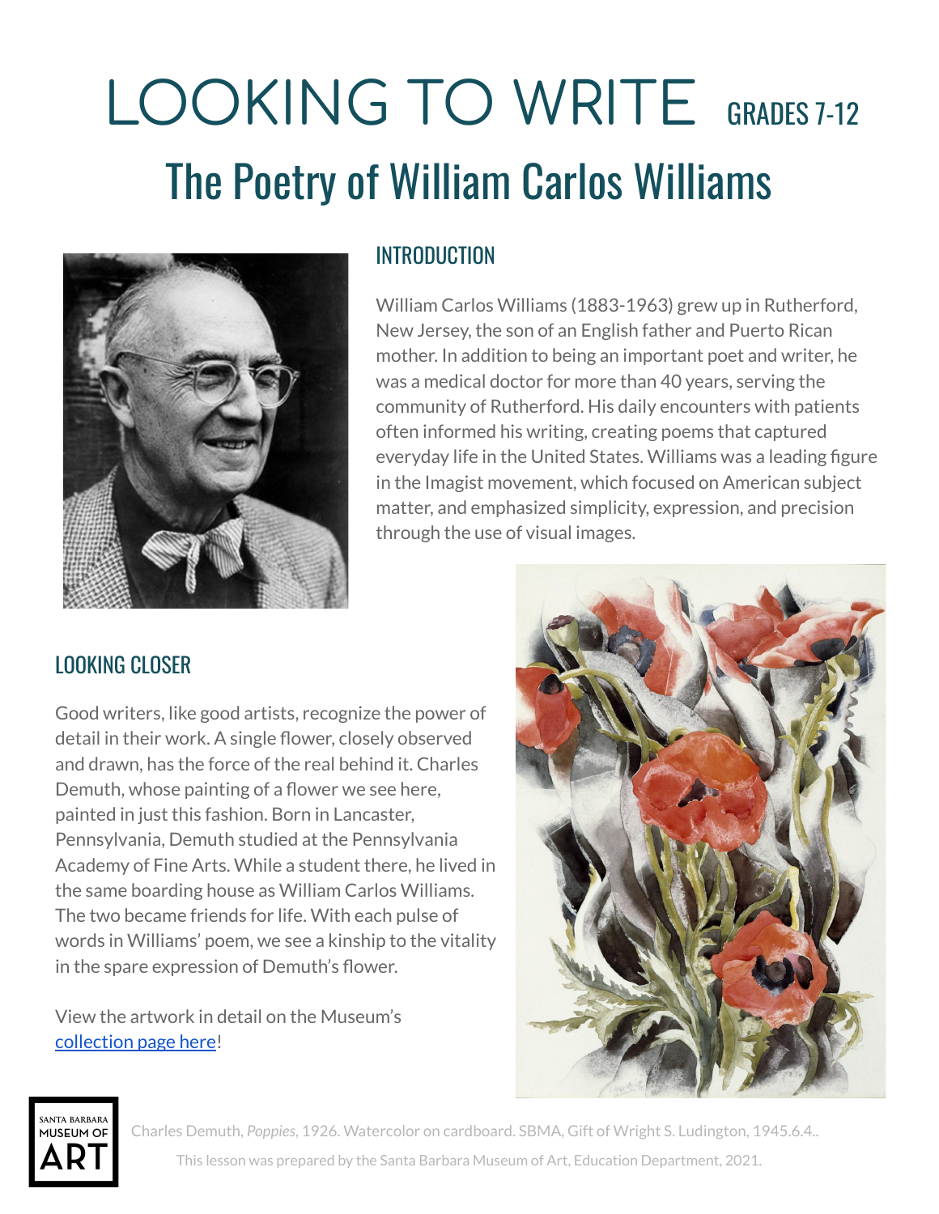# LOOKING TO WRITE GRADES 7-12

## The Poetry of William Carlos Williams

### INTRODUCTION

William Carlos Williams (1883-1963) grew up in Rutherford, New Jersey, the son of an English father and Puerto Rican mother. In addition to being an important poet and writer, he was a medical doctor for more than 40 years, serving the community of Rutherford. His daily encounters with patients often informed his writing, creating poems that captured everyday life in the United States. Williams was a leading figure in the Imagist movement, which focused on American subject matter, and emphasized simplicity, expression, and precision through the use of visual images.

### LOOKING CLOSER

Good writers, like good artists, recognize the power of detail in their work. A single flower, closely observed and drawn, has the force of the real behind it. Charles Demuth, whose painting of a flower we see here, painted in just this fashion. Born in Lancaster, Pennsylvania, Demuth studied at the Pennsylvania Academy of Fine Arts. While a student there, he lived in the same boarding house as William Carlos Williams. The two became friends for life. With each pulse of words in Williams' poem, we see a kinship to the vitality in the spare expression of Demuth's flower.

View the artwork in detail on the Museum's [collection page here]!

Charles Demuth, *Poppies*, 1926. Watercolor on cardboard. SBMA, Gift of Wright S. Ludington, 1945.6.4..

This lesson was prepared by the Santa Barbara Museum of Art, Education Department, 2021.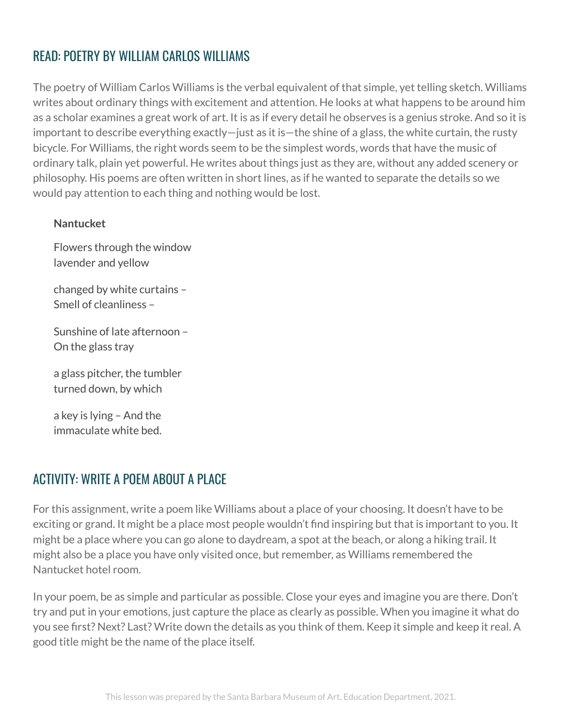## READ: POETRY BY WILLIAM CARLOS WILLIAMS

The poetry of William Carlos Williams is the verbal equivalent of that simple, yet telling sketch. Williams writes about ordinary things with excitement and attention. He looks at what happens to be around him as a scholar examines a great work of art. It is as if every detail he observes is a genius stroke. And so it is important to describe everything exactly—just as it is—the shine of a glass, the white curtain, the rusty bicycle. For Williams, the right words seem to be the simplest words, words that have the music of ordinary talk, plain yet powerful. He writes about things just as they are, without any added scenery or philosophy. His poems are often written in short lines, as if he wanted to separate the details so we would pay attention to each thing and nothing would be lost.

**Nantucket**

Flowers through the window  
lavender and yellow

changed by white curtains –  
Smell of cleanliness –

Sunshine of late afternoon –  
On the glass tray

a glass pitcher, the tumbler  
turned down, by which

a key is lying – And the  
immaculate white bed.

## ACTIVITY: WRITE A POEM ABOUT A PLACE

For this assignment, write a poem like Williams about a place of your choosing. It doesn't have to be exciting or grand. It might be a place most people wouldn't find inspiring but that is important to you. It might be a place where you can go alone to daydream, a spot at the beach, or along a hiking trail. It might also be a place you have only visited once, but remember, as Williams remembered the Nantucket hotel room.

In your poem, be as simple and particular as possible. Close your eyes and imagine you are there. Don't try and put in your emotions, just capture the place as clearly as possible. When you imagine it what do you see first? Next? Last? Write down the details as you think of them. Keep it simple and keep it real. A good title might be the name of the place itself.

This lesson was prepared by the Santa Barbara Museum of Art, Education Department, 2021.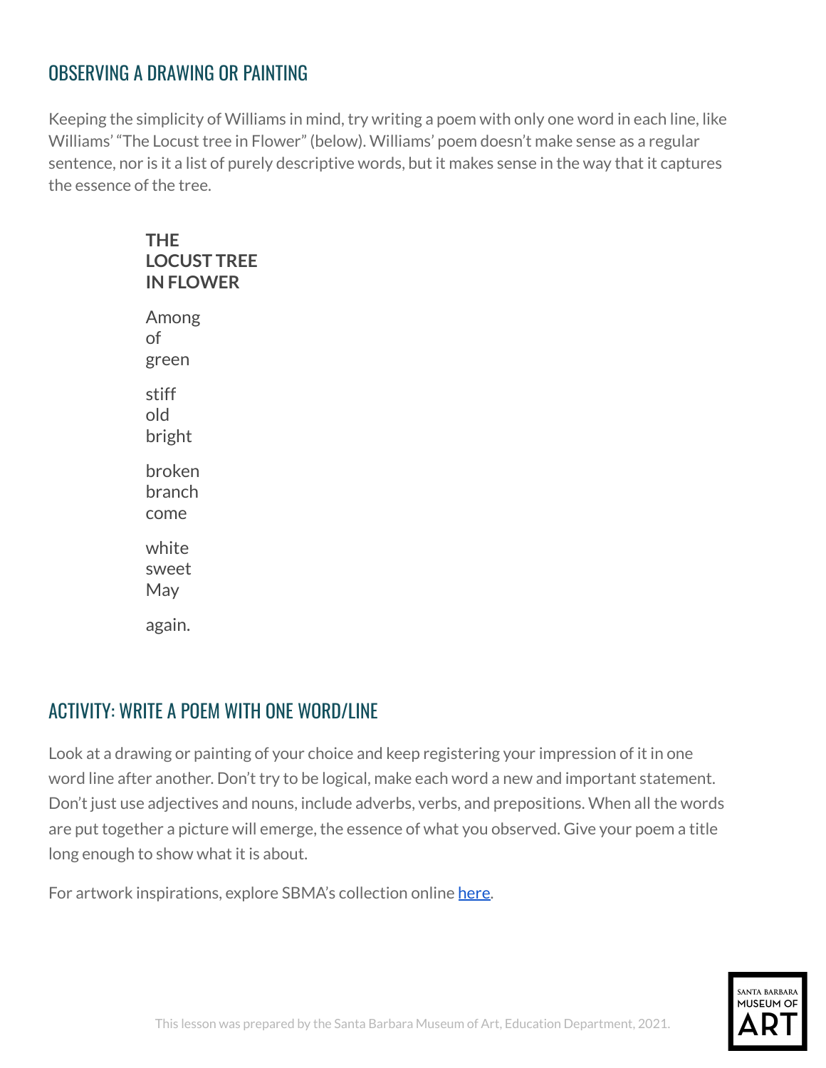## OBSERVING A DRAWING OR PAINTING

Keeping the simplicity of Williams in mind, try writing a poem with only one word in each line, like Williams' "The Locust tree in Flower" (below). Williams' poem doesn't make sense as a regular sentence, nor is it a list of purely descriptive words, but it makes sense in the way that it captures the essence of the tree.

**THE**
**LOCUST TREE**
**IN FLOWER**

Among
of
green

stiff
old
bright

broken
branch
come

white
sweet
May

again.

## ACTIVITY: WRITE A POEM WITH ONE WORD/LINE

Look at a drawing or painting of your choice and keep registering your impression of it in one word line after another. Don't try to be logical, make each word a new and important statement. Don't just use adjectives and nouns, include adverbs, verbs, and prepositions. When all the words are put together a picture will emerge, the essence of what you observed. Give your poem a title long enough to show what it is about.

For artwork inspirations, explore SBMA's collection online here.

This lesson was prepared by the Santa Barbara Museum of Art, Education Department, 2021.

SANTA BARBARA MUSEUM OF ART